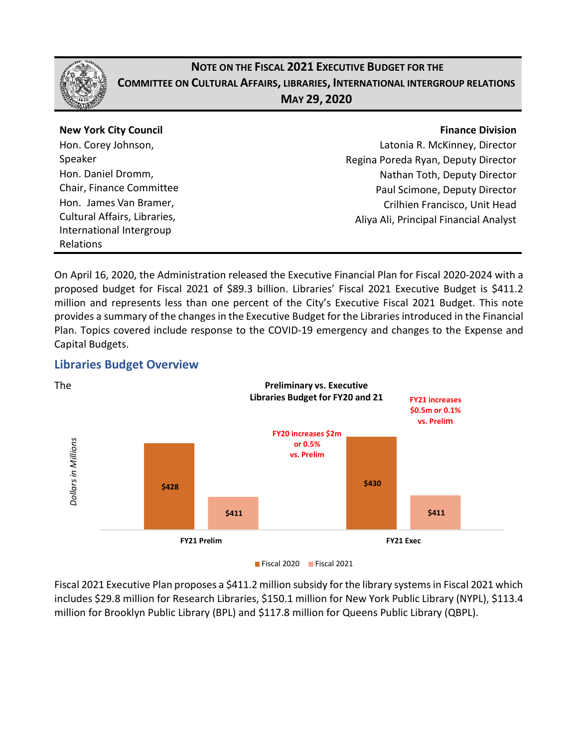# NOTE ON THE FISCAL 2021 EXECUTIVE BUDGET FOR THE COMMITTEE ON CULTURAL AFFAIRS, LIBRARIES, INTERNATIONAL INTERGROUP RELATIONS

## MAY 29, 2020

**New York City Council**
Hon. Corey Johnson, Speaker
Hon. Daniel Dromm, Chair, Finance Committee
Hon. James Van Bramer, Cultural Affairs, Libraries, International Intergroup Relations

**Finance Division**
Latonia R. McKinney, Director
Regina Poreda Ryan, Deputy Director
Nathan Toth, Deputy Director
Paul Scimone, Deputy Director
Crilhien Francisco, Unit Head
Aliya Ali, Principal Financial Analyst

On April 16, 2020, the Administration released the Executive Financial Plan for Fiscal 2020-2024 with a proposed budget for Fiscal 2021 of $89.3 billion. Libraries' Fiscal 2021 Executive Budget is $411.2 million and represents less than one percent of the City's Executive Fiscal 2021 Budget. This note provides a summary of the changes in the Executive Budget for the Libraries introduced in the Financial Plan. Topics covered include response to the COVID-19 emergency and changes to the Expense and Capital Budgets.

## Libraries Budget Overview

The

**Preliminary vs. Executive Libraries Budget for FY20 and 21**

*Dollars in Millions*

| | Fiscal 2020 | Fiscal 2021 |
|---|---|---|
| FY21 Prelim | $428 | $411 |
| FY21 Exec | $430 | $411 |

FY20 increases $2m or 0.5% vs. Prelim

FY21 increases $0.5m or 0.1% vs. Prelim

Fiscal 2021 Executive Plan proposes a $411.2 million subsidy for the library systems in Fiscal 2021 which includes $29.8 million for Research Libraries, $150.1 million for New York Public Library (NYPL), $113.4 million for Brooklyn Public Library (BPL) and $117.8 million for Queens Public Library (QBPL).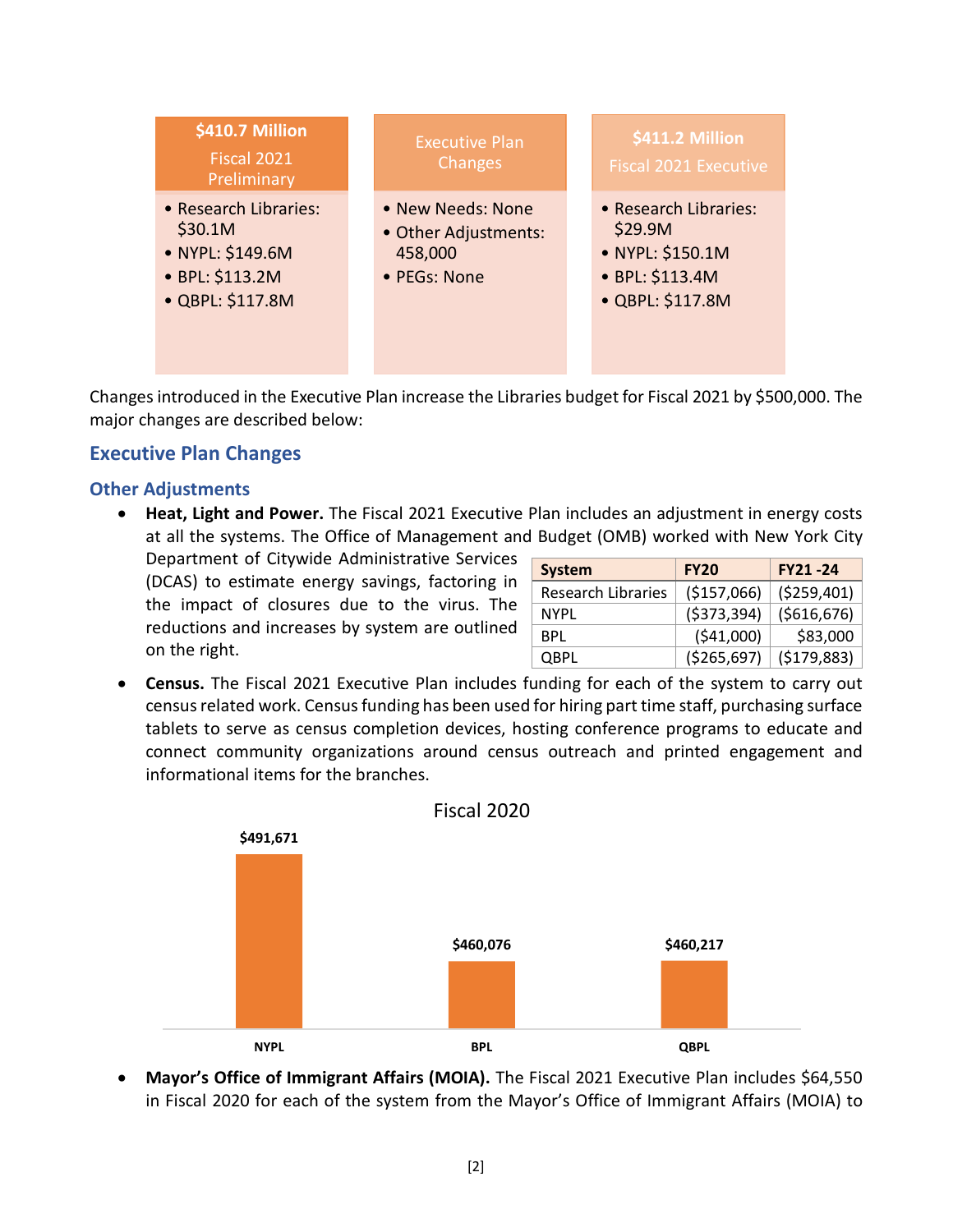| $410.7 Million Fiscal 2021 Preliminary | Executive Plan Changes | $411.2 Million Fiscal 2021 Executive |
|---|---|---|
| • Research Libraries: $30.1M<br>• NYPL: $149.6M<br>• BPL: $113.2M<br>• QBPL: $117.8M | • New Needs: None<br>• Other Adjustments: 458,000<br>• PEGs: None | • Research Libraries: $29.9M<br>• NYPL: $150.1M<br>• BPL: $113.4M<br>• QBPL: $117.8M |

Changes introduced in the Executive Plan increase the Libraries budget for Fiscal 2021 by $500,000. The major changes are described below:

## Executive Plan Changes

### Other Adjustments

- **Heat, Light and Power.** The Fiscal 2021 Executive Plan includes an adjustment in energy costs at all the systems. The Office of Management and Budget (OMB) worked with New York City Department of Citywide Administrative Services (DCAS) to estimate energy savings, factoring in the impact of closures due to the virus. The reductions and increases by system are outlined on the right.

| System | FY20 | FY21 -24 |
|---|---|---|
| Research Libraries | ($157,066) | ($259,401) |
| NYPL | ($373,394) | ($616,676) |
| BPL | ($41,000) | $83,000 |
| QBPL | ($265,697) | ($179,883) |

- **Census.** The Fiscal 2021 Executive Plan includes funding for each of the system to carry out census related work. Census funding has been used for hiring part time staff, purchasing surface tablets to serve as census completion devices, hosting conference programs to educate and connect community organizations around census outreach and printed engagement and informational items for the branches.

Fiscal 2020

| | NYPL | BPL | QBPL |
|---|---|---|---|
| Fiscal 2020 | $491,671 | $460,076 | $460,217 |

- **Mayor's Office of Immigrant Affairs (MOIA).** The Fiscal 2021 Executive Plan includes $64,550 in Fiscal 2020 for each of the system from the Mayor's Office of Immigrant Affairs (MOIA) to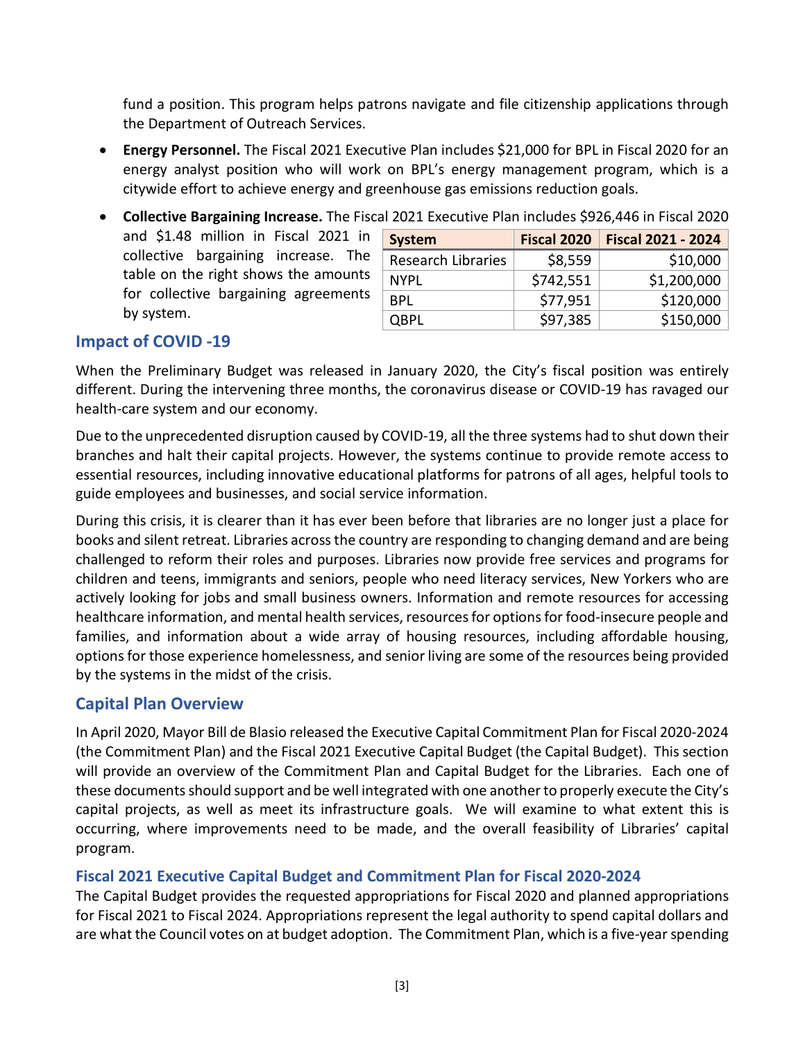fund a position. This program helps patrons navigate and file citizenship applications through the Department of Outreach Services.

- **Energy Personnel.** The Fiscal 2021 Executive Plan includes $21,000 for BPL in Fiscal 2020 for an energy analyst position who will work on BPL's energy management program, which is a citywide effort to achieve energy and greenhouse gas emissions reduction goals.
- **Collective Bargaining Increase.** The Fiscal 2021 Executive Plan includes $926,446 in Fiscal 2020 and $1.48 million in Fiscal 2021 in collective bargaining increase. The table on the right shows the amounts for collective bargaining agreements by system.

| System | Fiscal 2020 | Fiscal 2021 - 2024 |
|---|---|---|
| Research Libraries | $8,559 | $10,000 |
| NYPL | $742,551 | $1,200,000 |
| BPL | $77,951 | $120,000 |
| QBPL | $97,385 | $150,000 |

## Impact of COVID -19

When the Preliminary Budget was released in January 2020, the City's fiscal position was entirely different. During the intervening three months, the coronavirus disease or COVID-19 has ravaged our health-care system and our economy.

Due to the unprecedented disruption caused by COVID-19, all the three systems had to shut down their branches and halt their capital projects. However, the systems continue to provide remote access to essential resources, including innovative educational platforms for patrons of all ages, helpful tools to guide employees and businesses, and social service information.

During this crisis, it is clearer than it has ever been before that libraries are no longer just a place for books and silent retreat. Libraries across the country are responding to changing demand and are being challenged to reform their roles and purposes. Libraries now provide free services and programs for children and teens, immigrants and seniors, people who need literacy services, New Yorkers who are actively looking for jobs and small business owners. Information and remote resources for accessing healthcare information, and mental health services, resources for options for food-insecure people and families, and information about a wide array of housing resources, including affordable housing, options for those experience homelessness, and senior living are some of the resources being provided by the systems in the midst of the crisis.

## Capital Plan Overview

In April 2020, Mayor Bill de Blasio released the Executive Capital Commitment Plan for Fiscal 2020-2024 (the Commitment Plan) and the Fiscal 2021 Executive Capital Budget (the Capital Budget). This section will provide an overview of the Commitment Plan and Capital Budget for the Libraries. Each one of these documents should support and be well integrated with one another to properly execute the City's capital projects, as well as meet its infrastructure goals. We will examine to what extent this is occurring, where improvements need to be made, and the overall feasibility of Libraries' capital program.

### Fiscal 2021 Executive Capital Budget and Commitment Plan for Fiscal 2020-2024

The Capital Budget provides the requested appropriations for Fiscal 2020 and planned appropriations for Fiscal 2021 to Fiscal 2024. Appropriations represent the legal authority to spend capital dollars and are what the Council votes on at budget adoption. The Commitment Plan, which is a five-year spending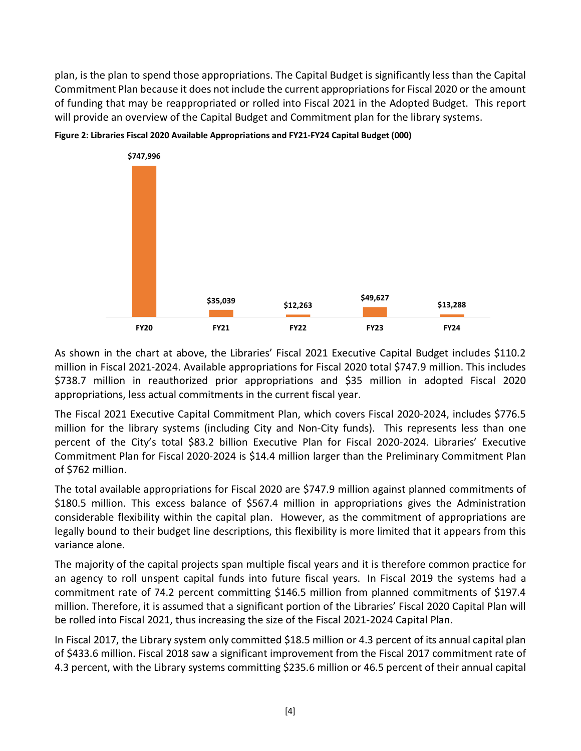plan, is the plan to spend those appropriations. The Capital Budget is significantly less than the Capital Commitment Plan because it does not include the current appropriations for Fiscal 2020 or the amount of funding that may be reappropriated or rolled into Fiscal 2021 in the Adopted Budget. This report will provide an overview of the Capital Budget and Commitment plan for the library systems.

**Figure 2: Libraries Fiscal 2020 Available Appropriations and FY21-FY24 Capital Budget (000)**

| FY20 | FY21 | FY22 | FY23 | FY24 |
|---|---|---|---|---|
| $747,996 | $35,039 | $12,263 | $49,627 | $13,288 |

As shown in the chart at above, the Libraries' Fiscal 2021 Executive Capital Budget includes $110.2 million in Fiscal 2021-2024. Available appropriations for Fiscal 2020 total $747.9 million. This includes $738.7 million in reauthorized prior appropriations and $35 million in adopted Fiscal 2020 appropriations, less actual commitments in the current fiscal year.

The Fiscal 2021 Executive Capital Commitment Plan, which covers Fiscal 2020-2024, includes $776.5 million for the library systems (including City and Non-City funds). This represents less than one percent of the City's total $83.2 billion Executive Plan for Fiscal 2020-2024. Libraries' Executive Commitment Plan for Fiscal 2020-2024 is $14.4 million larger than the Preliminary Commitment Plan of $762 million.

The total available appropriations for Fiscal 2020 are $747.9 million against planned commitments of $180.5 million. This excess balance of $567.4 million in appropriations gives the Administration considerable flexibility within the capital plan. However, as the commitment of appropriations are legally bound to their budget line descriptions, this flexibility is more limited that it appears from this variance alone.

The majority of the capital projects span multiple fiscal years and it is therefore common practice for an agency to roll unspent capital funds into future fiscal years. In Fiscal 2019 the systems had a commitment rate of 74.2 percent committing $146.5 million from planned commitments of $197.4 million. Therefore, it is assumed that a significant portion of the Libraries' Fiscal 2020 Capital Plan will be rolled into Fiscal 2021, thus increasing the size of the Fiscal 2021-2024 Capital Plan.

In Fiscal 2017, the Library system only committed $18.5 million or 4.3 percent of its annual capital plan of $433.6 million. Fiscal 2018 saw a significant improvement from the Fiscal 2017 commitment rate of 4.3 percent, with the Library systems committing $235.6 million or 46.5 percent of their annual capital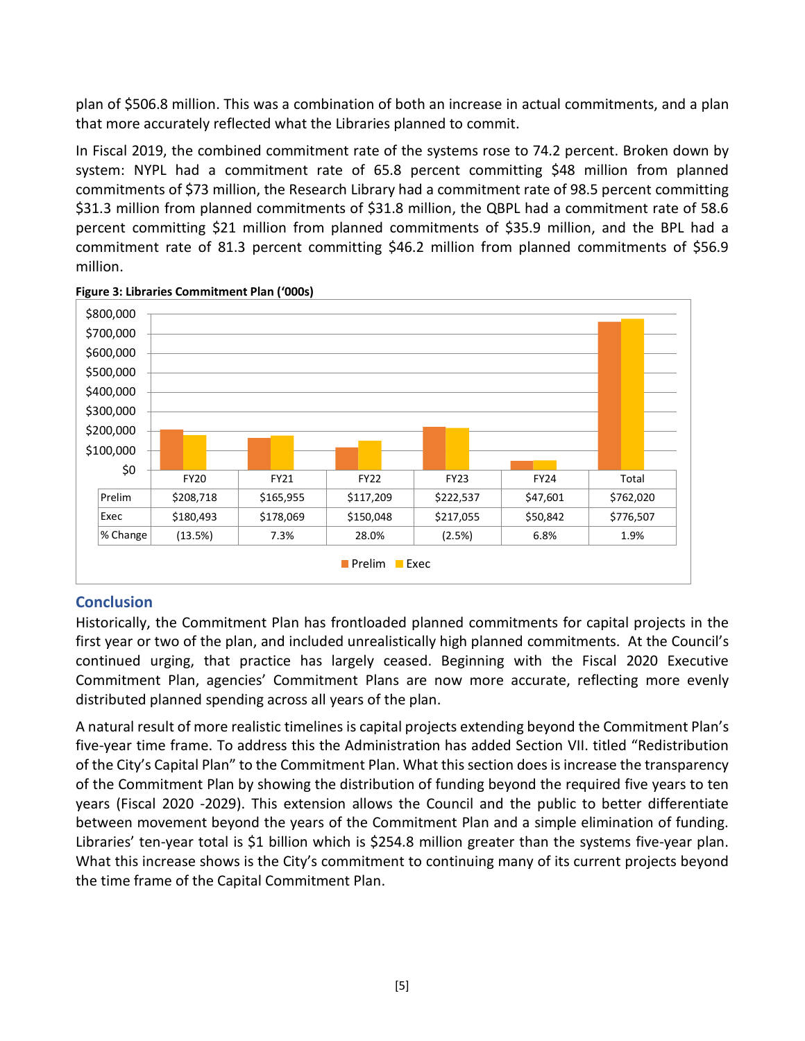plan of $506.8 million. This was a combination of both an increase in actual commitments, and a plan that more accurately reflected what the Libraries planned to commit.

In Fiscal 2019, the combined commitment rate of the systems rose to 74.2 percent. Broken down by system: NYPL had a commitment rate of 65.8 percent committing $48 million from planned commitments of $73 million, the Research Library had a commitment rate of 98.5 percent committing $31.3 million from planned commitments of $31.8 million, the QBPL had a commitment rate of 58.6 percent committing $21 million from planned commitments of $35.9 million, and the BPL had a commitment rate of 81.3 percent committing $46.2 million from planned commitments of $56.9 million.

**Figure 3: Libraries Commitment Plan ('000s)**

|  | FY20 | FY21 | FY22 | FY23 | FY24 | Total |
|---|---|---|---|---|---|---|
| Prelim | $208,718 | $165,955 | $117,209 | $222,537 | $47,601 | $762,020 |
| Exec | $180,493 | $178,069 | $150,048 | $217,055 | $50,842 | $776,507 |
| % Change | (13.5%) | 7.3% | 28.0% | (2.5%) | 6.8% | 1.9% |

## Conclusion

Historically, the Commitment Plan has frontloaded planned commitments for capital projects in the first year or two of the plan, and included unrealistically high planned commitments. At the Council's continued urging, that practice has largely ceased. Beginning with the Fiscal 2020 Executive Commitment Plan, agencies' Commitment Plans are now more accurate, reflecting more evenly distributed planned spending across all years of the plan.

A natural result of more realistic timelines is capital projects extending beyond the Commitment Plan's five-year time frame. To address this the Administration has added Section VII. titled "Redistribution of the City's Capital Plan" to the Commitment Plan. What this section does is increase the transparency of the Commitment Plan by showing the distribution of funding beyond the required five years to ten years (Fiscal 2020 -2029). This extension allows the Council and the public to better differentiate between movement beyond the years of the Commitment Plan and a simple elimination of funding. Libraries' ten-year total is $1 billion which is $254.8 million greater than the systems five-year plan. What this increase shows is the City's commitment to continuing many of its current projects beyond the time frame of the Capital Commitment Plan.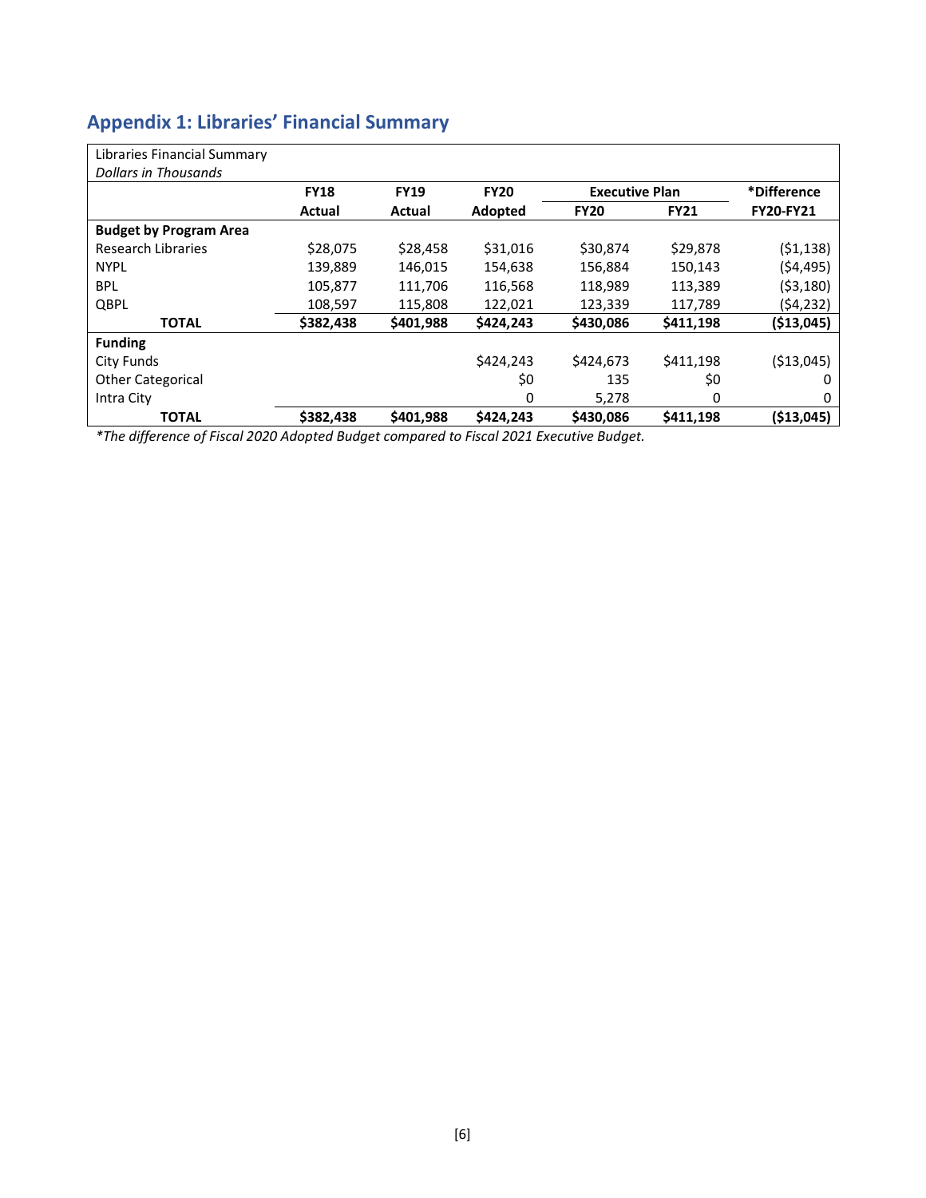## Appendix 1: Libraries' Financial Summary

| Libraries Financial Summary<br>*Dollars in Thousands* | | | | | | |
|---|---|---|---|---|---|---|
| | **FY18** | **FY19** | **FY20** | **Executive Plan** | | ***Difference** |
| | **Actual** | **Actual** | **Adopted** | **FY20** | **FY21** | **FY20-FY21** |
| **Budget by Program Area** | | | | | | |
| Research Libraries | $28,075 | $28,458 | $31,016 | $30,874 | $29,878 | ($1,138) |
| NYPL | 139,889 | 146,015 | 154,638 | 156,884 | 150,143 | ($4,495) |
| BPL | 105,877 | 111,706 | 116,568 | 118,989 | 113,389 | ($3,180) |
| QBPL | 108,597 | 115,808 | 122,021 | 123,339 | 117,789 | ($4,232) |
| **TOTAL** | **$382,438** | **$401,988** | **$424,243** | **$430,086** | **$411,198** | **($13,045)** |
| **Funding** | | | | | | |
| City Funds | | | $424,243 | $424,673 | $411,198 | ($13,045) |
| Other Categorical | | | $0 | 135 | $0 | 0 |
| Intra City | | | 0 | 5,278 | 0 | 0 |
| **TOTAL** | **$382,438** | **$401,988** | **$424,243** | **$430,086** | **$411,198** | **($13,045)** |

**The difference of Fiscal 2020 Adopted Budget compared to Fiscal 2021 Executive Budget.*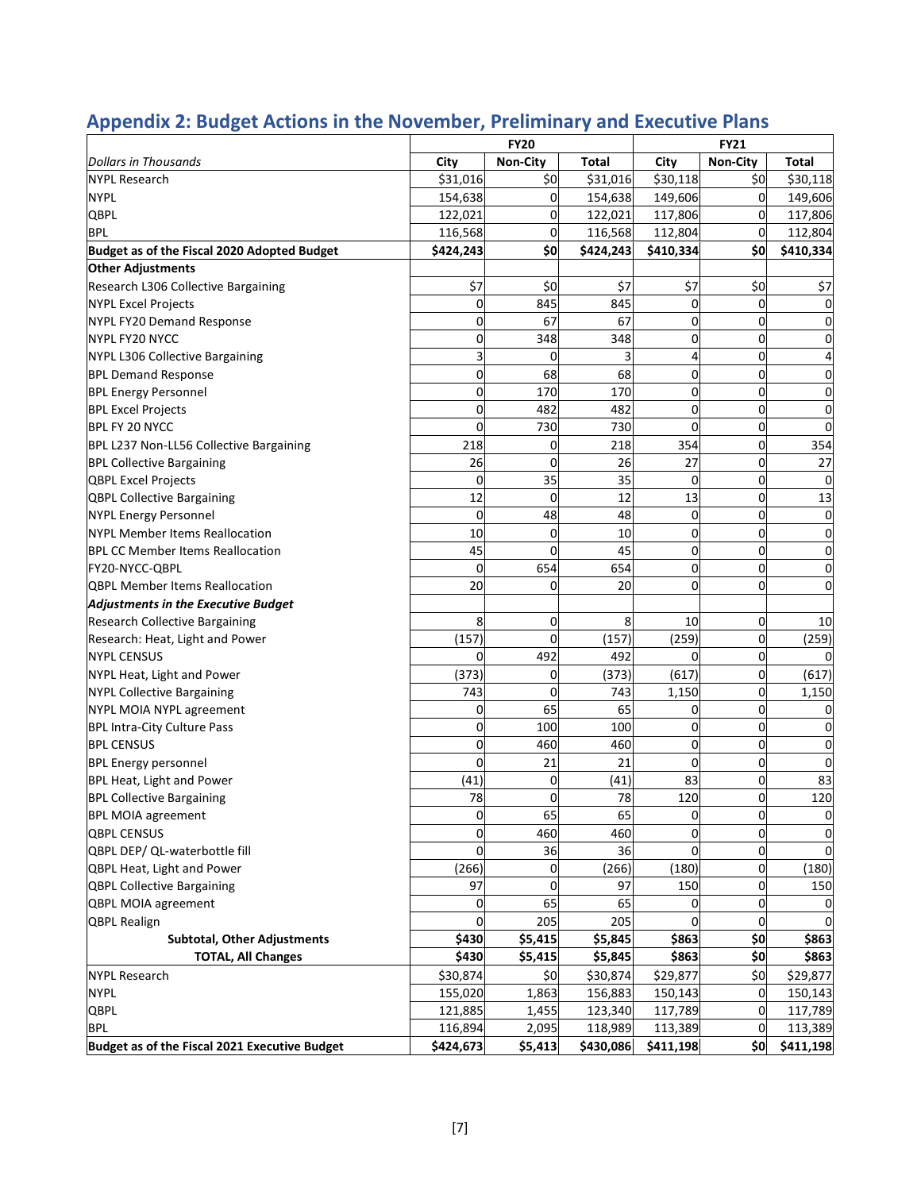## Appendix 2: Budget Actions in the November, Preliminary and Executive Plans

| | FY20 | | | FY21 | | |
|---|---|---|---|---|---|---|
| *Dollars in Thousands* | **City** | **Non-City** | **Total** | **City** | **Non-City** | **Total** |
| NYPL Research | $31,016 | $0 | $31,016 | $30,118 | $0 | $30,118 |
| NYPL | 154,638 | 0 | 154,638 | 149,606 | 0 | 149,606 |
| QBPL | 122,021 | 0 | 122,021 | 117,806 | 0 | 117,806 |
| BPL | 116,568 | 0 | 116,568 | 112,804 | 0 | 112,804 |
| **Budget as of the Fiscal 2020 Adopted Budget** | **$424,243** | **$0** | **$424,243** | **$410,334** | **$0** | **$410,334** |
| **Other Adjustments** | | | | | | |
| Research L306 Collective Bargaining | $7 | $0 | $7 | $7 | $0 | $7 |
| NYPL Excel Projects | 0 | 845 | 845 | 0 | 0 | 0 |
| NYPL FY20 Demand Response | 0 | 67 | 67 | 0 | 0 | 0 |
| NYPL FY20 NYCC | 0 | 348 | 348 | 0 | 0 | 0 |
| NYPL L306 Collective Bargaining | 3 | 0 | 3 | 4 | 0 | 4 |
| BPL Demand Response | 0 | 68 | 68 | 0 | 0 | 0 |
| BPL Energy Personnel | 0 | 170 | 170 | 0 | 0 | 0 |
| BPL Excel Projects | 0 | 482 | 482 | 0 | 0 | 0 |
| BPL FY 20 NYCC | 0 | 730 | 730 | 0 | 0 | 0 |
| BPL L237 Non-LL56 Collective Bargaining | 218 | 0 | 218 | 354 | 0 | 354 |
| BPL Collective Bargaining | 26 | 0 | 26 | 27 | 0 | 27 |
| QBPL Excel Projects | 0 | 35 | 35 | 0 | 0 | 0 |
| QBPL Collective Bargaining | 12 | 0 | 12 | 13 | 0 | 13 |
| NYPL Energy Personnel | 0 | 48 | 48 | 0 | 0 | 0 |
| NYPL Member Items Reallocation | 10 | 0 | 10 | 0 | 0 | 0 |
| BPL CC Member Items Reallocation | 45 | 0 | 45 | 0 | 0 | 0 |
| FY20-NYCC-QBPL | 0 | 654 | 654 | 0 | 0 | 0 |
| QBPL Member Items Reallocation | 20 | 0 | 20 | 0 | 0 | 0 |
| ***Adjustments in the Executive Budget*** | | | | | | |
| Research Collective Bargaining | 8 | 0 | 8 | 10 | 0 | 10 |
| Research: Heat, Light and Power | (157) | 0 | (157) | (259) | 0 | (259) |
| NYPL CENSUS | 0 | 492 | 492 | 0 | 0 | 0 |
| NYPL Heat, Light and Power | (373) | 0 | (373) | (617) | 0 | (617) |
| NYPL Collective Bargaining | 743 | 0 | 743 | 1,150 | 0 | 1,150 |
| NYPL MOIA NYPL agreement | 0 | 65 | 65 | 0 | 0 | 0 |
| BPL Intra-City Culture Pass | 0 | 100 | 100 | 0 | 0 | 0 |
| BPL CENSUS | 0 | 460 | 460 | 0 | 0 | 0 |
| BPL Energy personnel | 0 | 21 | 21 | 0 | 0 | 0 |
| BPL Heat, Light and Power | (41) | 0 | (41) | 83 | 0 | 83 |
| BPL Collective Bargaining | 78 | 0 | 78 | 120 | 0 | 120 |
| BPL MOIA agreement | 0 | 65 | 65 | 0 | 0 | 0 |
| QBPL CENSUS | 0 | 460 | 460 | 0 | 0 | 0 |
| QBPL DEP/ QL-waterbottle fill | 0 | 36 | 36 | 0 | 0 | 0 |
| QBPL Heat, Light and Power | (266) | 0 | (266) | (180) | 0 | (180) |
| QBPL Collective Bargaining | 97 | 0 | 97 | 150 | 0 | 150 |
| QBPL MOIA agreement | 0 | 65 | 65 | 0 | 0 | 0 |
| QBPL Realign | 0 | 205 | 205 | 0 | 0 | 0 |
| **Subtotal, Other Adjustments** | **$430** | **$5,415** | **$5,845** | **$863** | **$0** | **$863** |
| **TOTAL, All Changes** | **$430** | **$5,415** | **$5,845** | **$863** | **$0** | **$863** |
| NYPL Research | $30,874 | $0 | $30,874 | $29,877 | $0 | $29,877 |
| NYPL | 155,020 | 1,863 | 156,883 | 150,143 | 0 | 150,143 |
| QBPL | 121,885 | 1,455 | 123,340 | 117,789 | 0 | 117,789 |
| BPL | 116,894 | 2,095 | 118,989 | 113,389 | 0 | 113,389 |
| **Budget as of the Fiscal 2021 Executive Budget** | **$424,673** | **$5,413** | **$430,086** | **$411,198** | **$0** | **$411,198** |